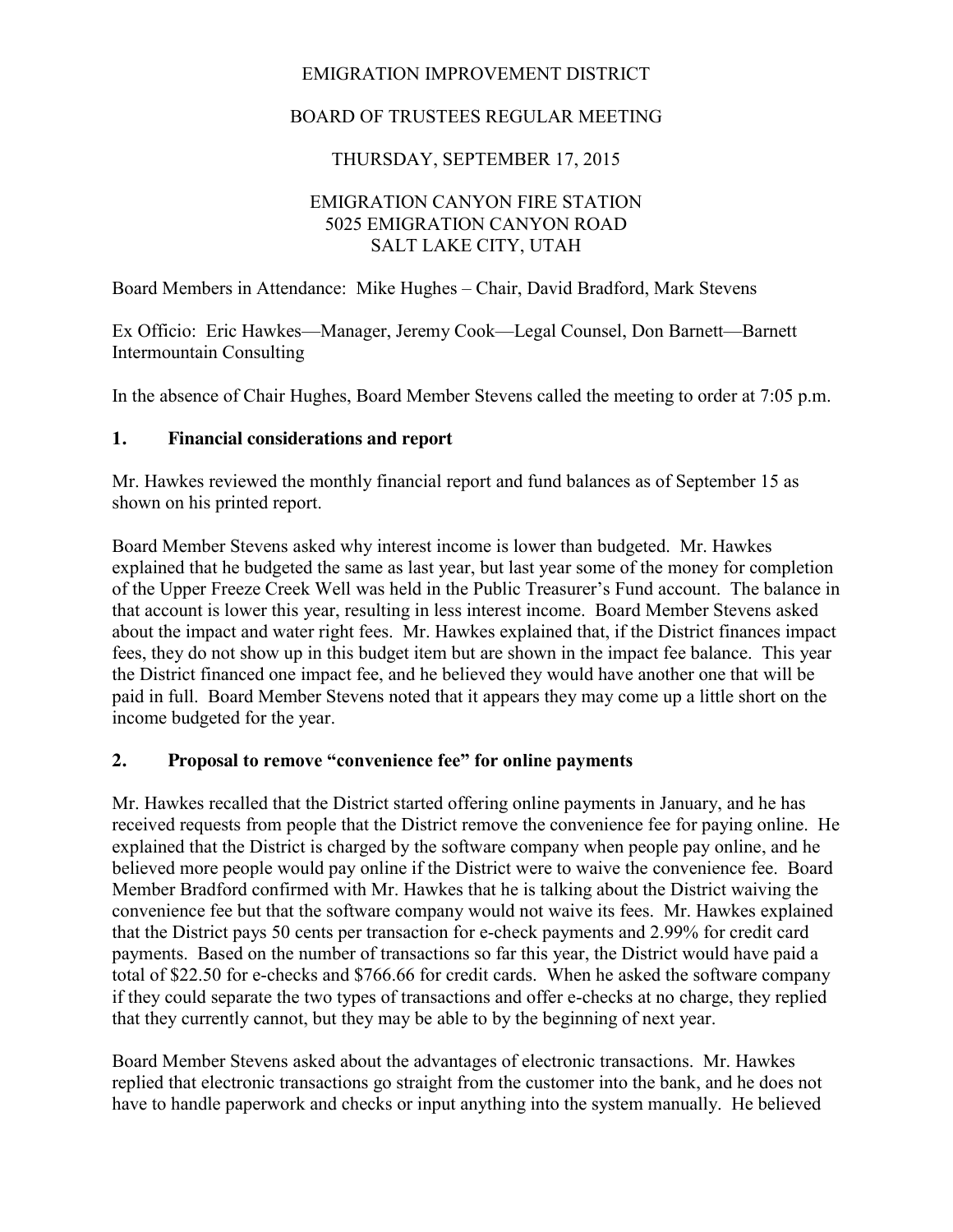EMIGRATION IMPROVEMENT DISTRICT

BOARD OF TRUSTEES REGULAR MEETING

THURSDAY, SEPTEMBER 17, 2015

EMIGRATION CANYON FIRE STATION
5025 EMIGRATION CANYON ROAD
SALT LAKE CITY, UTAH

Board Members in Attendance: Mike Hughes – Chair, David Bradford, Mark Stevens

Ex Officio: Eric Hawkes—Manager, Jeremy Cook—Legal Counsel, Don Barnett—Barnett Intermountain Consulting

In the absence of Chair Hughes, Board Member Stevens called the meeting to order at 7:05 p.m.

## 1. Financial considerations and report

Mr. Hawkes reviewed the monthly financial report and fund balances as of September 15 as shown on his printed report.

Board Member Stevens asked why interest income is lower than budgeted. Mr. Hawkes explained that he budgeted the same as last year, but last year some of the money for completion of the Upper Freeze Creek Well was held in the Public Treasurer's Fund account. The balance in that account is lower this year, resulting in less interest income. Board Member Stevens asked about the impact and water right fees. Mr. Hawkes explained that, if the District finances impact fees, they do not show up in this budget item but are shown in the impact fee balance. This year the District financed one impact fee, and he believed they would have another one that will be paid in full. Board Member Stevens noted that it appears they may come up a little short on the income budgeted for the year.

## 2. Proposal to remove "convenience fee" for online payments

Mr. Hawkes recalled that the District started offering online payments in January, and he has received requests from people that the District remove the convenience fee for paying online. He explained that the District is charged by the software company when people pay online, and he believed more people would pay online if the District were to waive the convenience fee. Board Member Bradford confirmed with Mr. Hawkes that he is talking about the District waiving the convenience fee but that the software company would not waive its fees. Mr. Hawkes explained that the District pays 50 cents per transaction for e-check payments and 2.99% for credit card payments. Based on the number of transactions so far this year, the District would have paid a total of $22.50 for e-checks and $766.66 for credit cards. When he asked the software company if they could separate the two types of transactions and offer e-checks at no charge, they replied that they currently cannot, but they may be able to by the beginning of next year.

Board Member Stevens asked about the advantages of electronic transactions. Mr. Hawkes replied that electronic transactions go straight from the customer into the bank, and he does not have to handle paperwork and checks or input anything into the system manually. He believed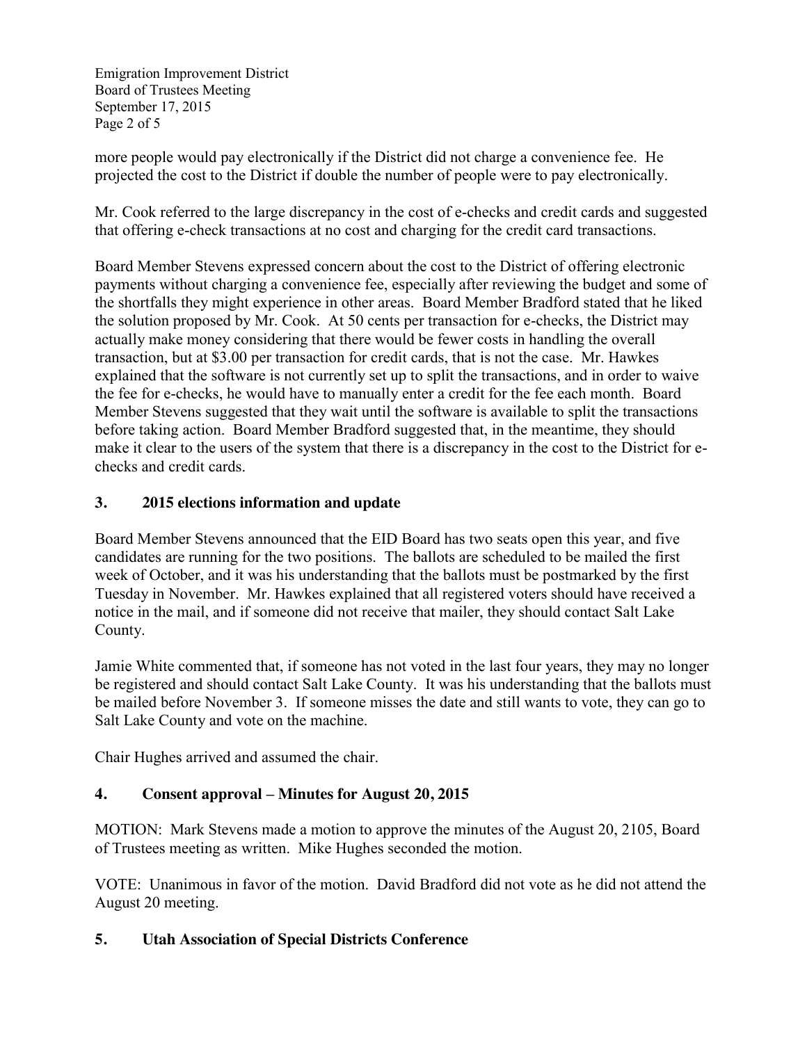more people would pay electronically if the District did not charge a convenience fee. He projected the cost to the District if double the number of people were to pay electronically.

Mr. Cook referred to the large discrepancy in the cost of e-checks and credit cards and suggested that offering e-check transactions at no cost and charging for the credit card transactions.

Board Member Stevens expressed concern about the cost to the District of offering electronic payments without charging a convenience fee, especially after reviewing the budget and some of the shortfalls they might experience in other areas. Board Member Bradford stated that he liked the solution proposed by Mr. Cook. At 50 cents per transaction for e-checks, the District may actually make money considering that there would be fewer costs in handling the overall transaction, but at $3.00 per transaction for credit cards, that is not the case. Mr. Hawkes explained that the software is not currently set up to split the transactions, and in order to waive the fee for e-checks, he would have to manually enter a credit for the fee each month. Board Member Stevens suggested that they wait until the software is available to split the transactions before taking action. Board Member Bradford suggested that, in the meantime, they should make it clear to the users of the system that there is a discrepancy in the cost to the District for e-checks and credit cards.

## 3. 2015 elections information and update

Board Member Stevens announced that the EID Board has two seats open this year, and five candidates are running for the two positions. The ballots are scheduled to be mailed the first week of October, and it was his understanding that the ballots must be postmarked by the first Tuesday in November. Mr. Hawkes explained that all registered voters should have received a notice in the mail, and if someone did not receive that mailer, they should contact Salt Lake County.

Jamie White commented that, if someone has not voted in the last four years, they may no longer be registered and should contact Salt Lake County. It was his understanding that the ballots must be mailed before November 3. If someone misses the date and still wants to vote, they can go to Salt Lake County and vote on the machine.

Chair Hughes arrived and assumed the chair.

## 4. Consent approval – Minutes for August 20, 2015

MOTION: Mark Stevens made a motion to approve the minutes of the August 20, 2105, Board of Trustees meeting as written. Mike Hughes seconded the motion.

VOTE: Unanimous in favor of the motion. David Bradford did not vote as he did not attend the August 20 meeting.

## 5. Utah Association of Special Districts Conference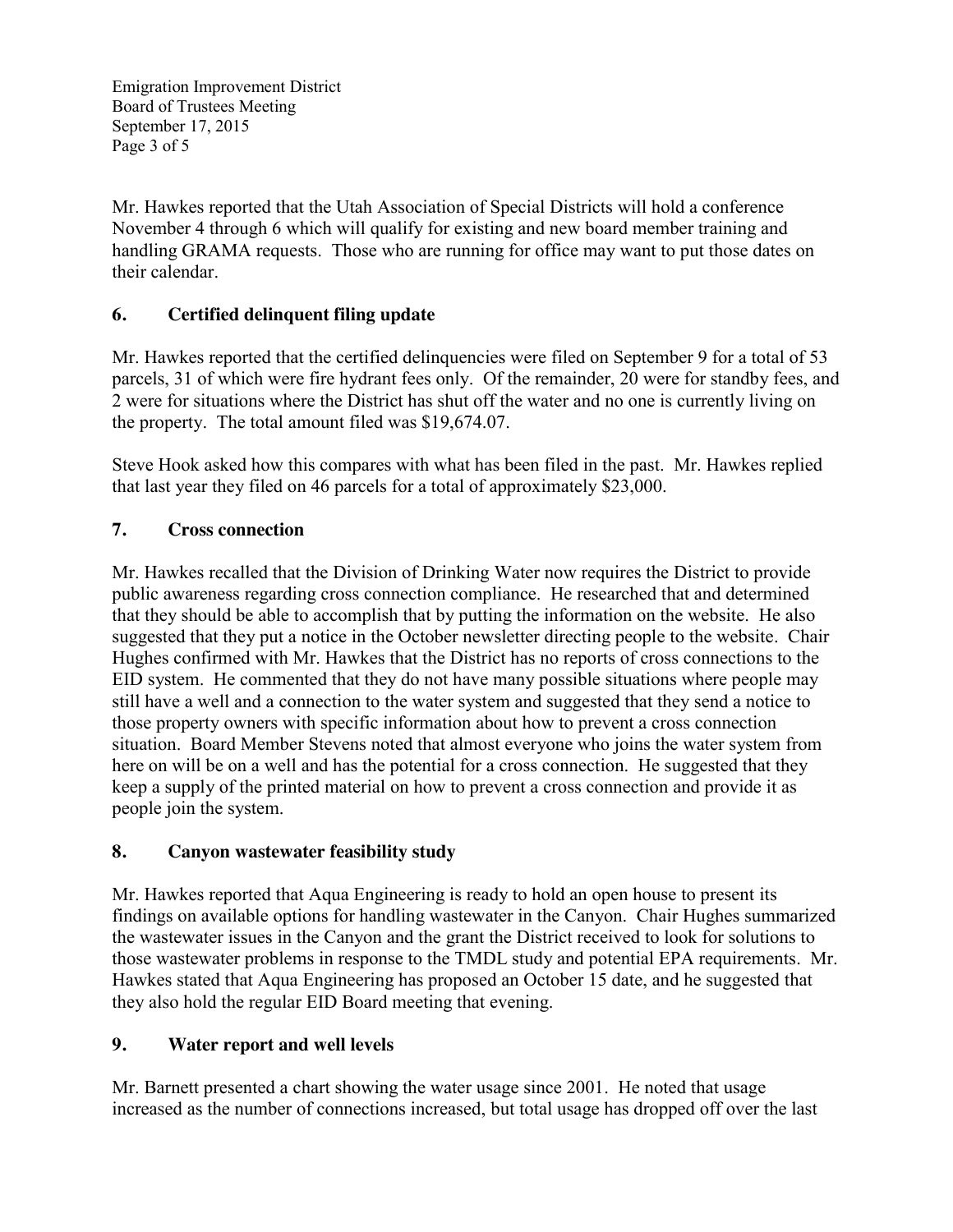Mr. Hawkes reported that the Utah Association of Special Districts will hold a conference November 4 through 6 which will qualify for existing and new board member training and handling GRAMA requests. Those who are running for office may want to put those dates on their calendar.

## 6. Certified delinquent filing update

Mr. Hawkes reported that the certified delinquencies were filed on September 9 for a total of 53 parcels, 31 of which were fire hydrant fees only. Of the remainder, 20 were for standby fees, and 2 were for situations where the District has shut off the water and no one is currently living on the property. The total amount filed was $19,674.07.

Steve Hook asked how this compares with what has been filed in the past. Mr. Hawkes replied that last year they filed on 46 parcels for a total of approximately $23,000.

## 7. Cross connection

Mr. Hawkes recalled that the Division of Drinking Water now requires the District to provide public awareness regarding cross connection compliance. He researched that and determined that they should be able to accomplish that by putting the information on the website. He also suggested that they put a notice in the October newsletter directing people to the website. Chair Hughes confirmed with Mr. Hawkes that the District has no reports of cross connections to the EID system. He commented that they do not have many possible situations where people may still have a well and a connection to the water system and suggested that they send a notice to those property owners with specific information about how to prevent a cross connection situation. Board Member Stevens noted that almost everyone who joins the water system from here on will be on a well and has the potential for a cross connection. He suggested that they keep a supply of the printed material on how to prevent a cross connection and provide it as people join the system.

## 8. Canyon wastewater feasibility study

Mr. Hawkes reported that Aqua Engineering is ready to hold an open house to present its findings on available options for handling wastewater in the Canyon. Chair Hughes summarized the wastewater issues in the Canyon and the grant the District received to look for solutions to those wastewater problems in response to the TMDL study and potential EPA requirements. Mr. Hawkes stated that Aqua Engineering has proposed an October 15 date, and he suggested that they also hold the regular EID Board meeting that evening.

## 9. Water report and well levels

Mr. Barnett presented a chart showing the water usage since 2001. He noted that usage increased as the number of connections increased, but total usage has dropped off over the last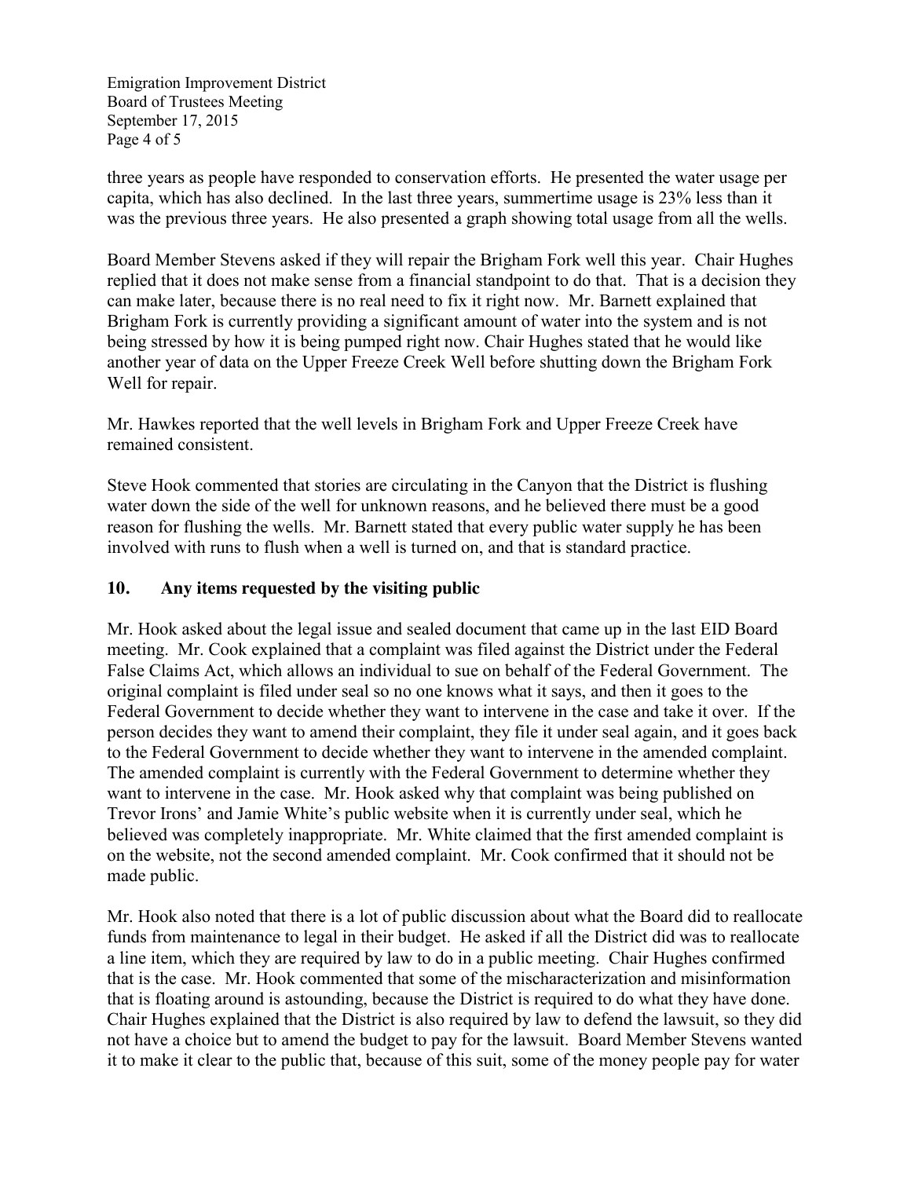three years as people have responded to conservation efforts. He presented the water usage per capita, which has also declined. In the last three years, summertime usage is 23% less than it was the previous three years. He also presented a graph showing total usage from all the wells.

Board Member Stevens asked if they will repair the Brigham Fork well this year. Chair Hughes replied that it does not make sense from a financial standpoint to do that. That is a decision they can make later, because there is no real need to fix it right now. Mr. Barnett explained that Brigham Fork is currently providing a significant amount of water into the system and is not being stressed by how it is being pumped right now. Chair Hughes stated that he would like another year of data on the Upper Freeze Creek Well before shutting down the Brigham Fork Well for repair.

Mr. Hawkes reported that the well levels in Brigham Fork and Upper Freeze Creek have remained consistent.

Steve Hook commented that stories are circulating in the Canyon that the District is flushing water down the side of the well for unknown reasons, and he believed there must be a good reason for flushing the wells. Mr. Barnett stated that every public water supply he has been involved with runs to flush when a well is turned on, and that is standard practice.

## 10. Any items requested by the visiting public

Mr. Hook asked about the legal issue and sealed document that came up in the last EID Board meeting. Mr. Cook explained that a complaint was filed against the District under the Federal False Claims Act, which allows an individual to sue on behalf of the Federal Government. The original complaint is filed under seal so no one knows what it says, and then it goes to the Federal Government to decide whether they want to intervene in the case and take it over. If the person decides they want to amend their complaint, they file it under seal again, and it goes back to the Federal Government to decide whether they want to intervene in the amended complaint. The amended complaint is currently with the Federal Government to determine whether they want to intervene in the case. Mr. Hook asked why that complaint was being published on Trevor Irons' and Jamie White's public website when it is currently under seal, which he believed was completely inappropriate. Mr. White claimed that the first amended complaint is on the website, not the second amended complaint. Mr. Cook confirmed that it should not be made public.

Mr. Hook also noted that there is a lot of public discussion about what the Board did to reallocate funds from maintenance to legal in their budget. He asked if all the District did was to reallocate a line item, which they are required by law to do in a public meeting. Chair Hughes confirmed that is the case. Mr. Hook commented that some of the mischaracterization and misinformation that is floating around is astounding, because the District is required to do what they have done. Chair Hughes explained that the District is also required by law to defend the lawsuit, so they did not have a choice but to amend the budget to pay for the lawsuit. Board Member Stevens wanted it to make it clear to the public that, because of this suit, some of the money people pay for water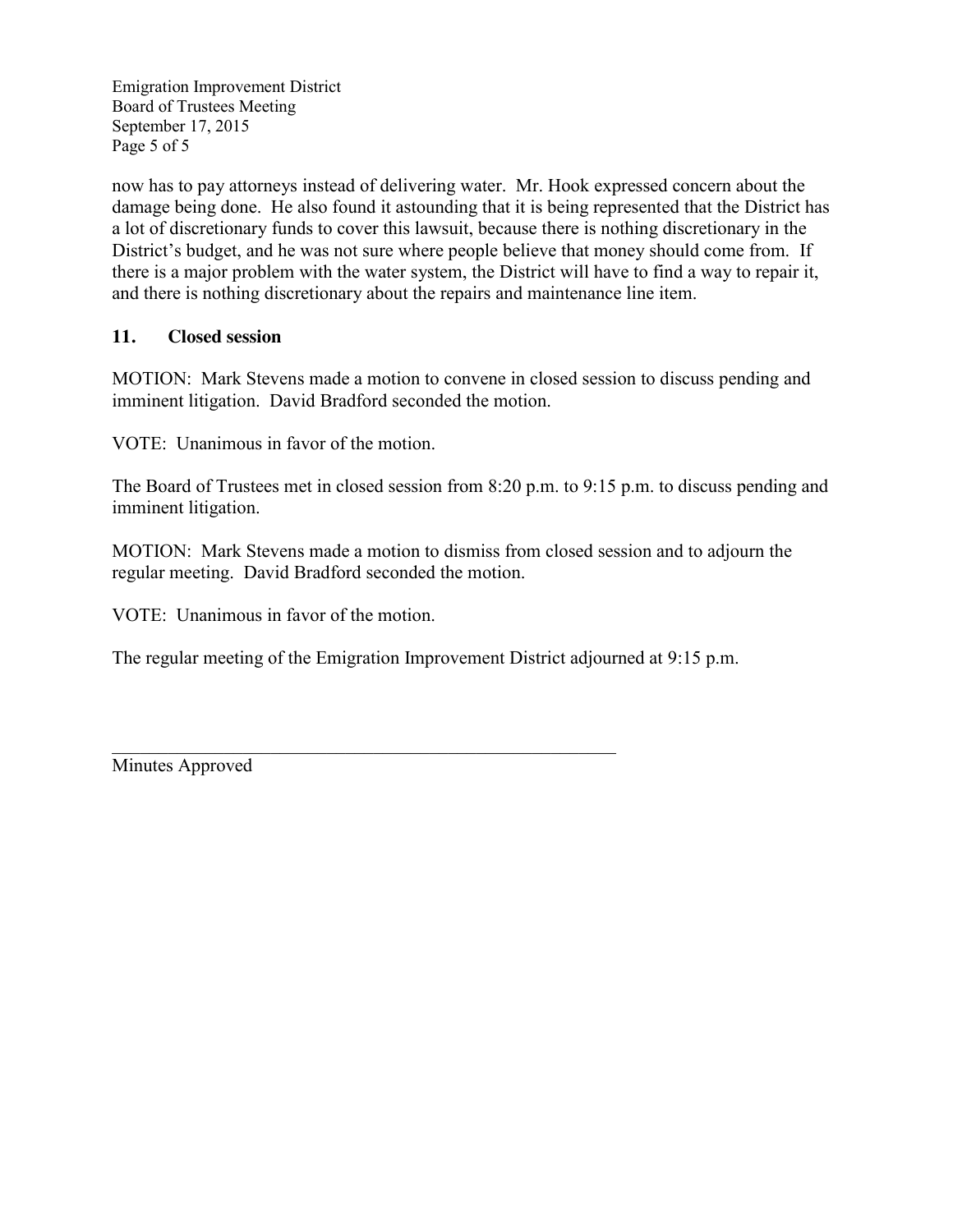now has to pay attorneys instead of delivering water. Mr. Hook expressed concern about the damage being done. He also found it astounding that it is being represented that the District has a lot of discretionary funds to cover this lawsuit, because there is nothing discretionary in the District's budget, and he was not sure where people believe that money should come from. If there is a major problem with the water system, the District will have to find a way to repair it, and there is nothing discretionary about the repairs and maintenance line item.

## 11. Closed session

MOTION: Mark Stevens made a motion to convene in closed session to discuss pending and imminent litigation. David Bradford seconded the motion.

VOTE: Unanimous in favor of the motion.

The Board of Trustees met in closed session from 8:20 p.m. to 9:15 p.m. to discuss pending and imminent litigation.

MOTION: Mark Stevens made a motion to dismiss from closed session and to adjourn the regular meeting. David Bradford seconded the motion.

VOTE: Unanimous in favor of the motion.

The regular meeting of the Emigration Improvement District adjourned at 9:15 p.m.

\_\_\_\_\_\_\_\_\_\_\_\_\_\_\_\_\_\_\_\_\_\_\_\_\_\_\_\_\_\_\_\_\_\_\_\_\_\_\_\_\_\_\_\_\_\_\_\_\_\_\_\_

Minutes Approved